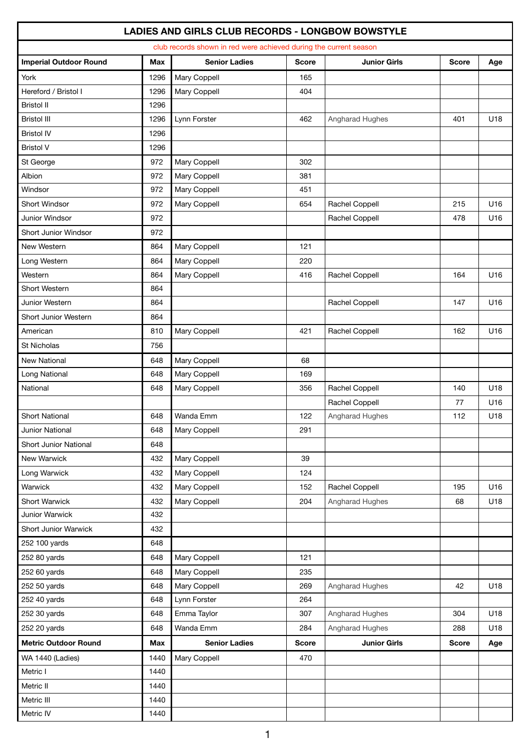# LADIES AND GIRLS CLUB RECORDS - LONGBOW BOWSTYLE

club records shown in red were achieved during the current season

| Imperial Outdoor Round | Max | Senior Ladies | Score | Junior Girls | Score | Age |
|---|---|---|---|---|---|---|
| York | 1296 | Mary Coppell | 165 | | | |
| Hereford / Bristol I | 1296 | Mary Coppell | 404 | | | |
| Bristol II | 1296 | | | | | |
| Bristol III | 1296 | Lynn Forster | 462 | Angharad Hughes | 401 | U18 |
| Bristol IV | 1296 | | | | | |
| Bristol V | 1296 | | | | | |
| St George | 972 | Mary Coppell | 302 | | | |
| Albion | 972 | Mary Coppell | 381 | | | |
| Windsor | 972 | Mary Coppell | 451 | | | |
| Short Windsor | 972 | Mary Coppell | 654 | Rachel Coppell | 215 | U16 |
| Junior Windsor | 972 | | | Rachel Coppell | 478 | U16 |
| Short Junior Windsor | 972 | | | | | |
| New Western | 864 | Mary Coppell | 121 | | | |
| Long Western | 864 | Mary Coppell | 220 | | | |
| Western | 864 | Mary Coppell | 416 | Rachel Coppell | 164 | U16 |
| Short Western | 864 | | | | | |
| Junior Western | 864 | | | Rachel Coppell | 147 | U16 |
| Short Junior Western | 864 | | | | | |
| American | 810 | Mary Coppell | 421 | Rachel Coppell | 162 | U16 |
| St Nicholas | 756 | | | | | |
| New National | 648 | Mary Coppell | 68 | | | |
| Long National | 648 | Mary Coppell | 169 | | | |
| National | 648 | Mary Coppell | 356 | Rachel Coppell | 140 | U18 |
| | | | | Rachel Coppell | 77 | U16 |
| Short National | 648 | Wanda Emm | 122 | Angharad Hughes | 112 | U18 |
| Junior National | 648 | Mary Coppell | 291 | | | |
| Short Junior National | 648 | | | | | |
| New Warwick | 432 | Mary Coppell | 39 | | | |
| Long Warwick | 432 | Mary Coppell | 124 | | | |
| Warwick | 432 | Mary Coppell | 152 | Rachel Coppell | 195 | U16 |
| Short Warwick | 432 | Mary Coppell | 204 | Angharad Hughes | 68 | U18 |
| Junior Warwick | 432 | | | | | |
| Short Junior Warwick | 432 | | | | | |
| 252 100 yards | 648 | | | | | |
| 252 80 yards | 648 | Mary Coppell | 121 | | | |
| 252 60 yards | 648 | Mary Coppell | 235 | | | |
| 252 50 yards | 648 | Mary Coppell | 269 | Angharad Hughes | 42 | U18 |
| 252 40 yards | 648 | Lynn Forster | 264 | | | |
| 252 30 yards | 648 | Emma Taylor | 307 | Angharad Hughes | 304 | U18 |
| 252 20 yards | 648 | Wanda Emm | 284 | Angharad Hughes | 288 | U18 |
| **Metric Outdoor Round** | **Max** | **Senior Ladies** | **Score** | **Junior Girls** | **Score** | **Age** |
| WA 1440 (Ladies) | 1440 | Mary Coppell | 470 | | | |
| Metric I | 1440 | | | | | |
| Metric II | 1440 | | | | | |
| Metric III | 1440 | | | | | |
| Metric IV | 1440 | | | | | |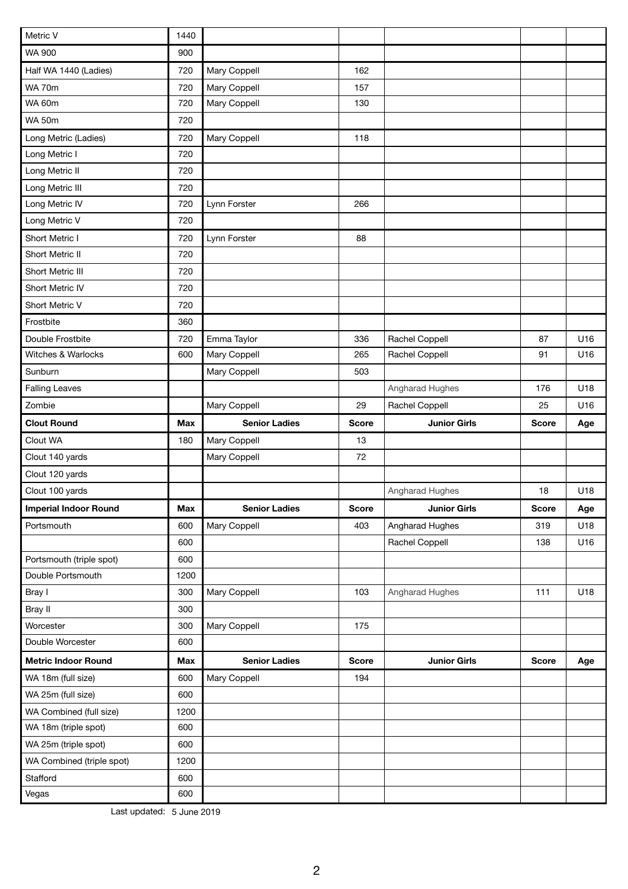| | | | | | | |
|---|---|---|---|---|---|---|
| Metric V | 1440 | | | | | |
| WA 900 | 900 | | | | | |
| Half WA 1440 (Ladies) | 720 | Mary Coppell | 162 | | | |
| WA 70m | 720 | Mary Coppell | 157 | | | |
| WA 60m | 720 | Mary Coppell | 130 | | | |
| WA 50m | 720 | | | | | |
| Long Metric (Ladies) | 720 | Mary Coppell | 118 | | | |
| Long Metric I | 720 | | | | | |
| Long Metric II | 720 | | | | | |
| Long Metric III | 720 | | | | | |
| Long Metric IV | 720 | Lynn Forster | 266 | | | |
| Long Metric V | 720 | | | | | |
| Short Metric I | 720 | Lynn Forster | 88 | | | |
| Short Metric II | 720 | | | | | |
| Short Metric III | 720 | | | | | |
| Short Metric IV | 720 | | | | | |
| Short Metric V | 720 | | | | | |
| Frostbite | 360 | | | | | |
| Double Frostbite | 720 | Emma Taylor | 336 | Rachel Coppell | 87 | U16 |
| Witches & Warlocks | 600 | Mary Coppell | 265 | Rachel Coppell | 91 | U16 |
| Sunburn | | Mary Coppell | 503 | | | |
| Falling Leaves | | | | Angharad Hughes | 176 | U18 |
| Zombie | | Mary Coppell | 29 | Rachel Coppell | 25 | U16 |
| **Clout Round** | **Max** | **Senior Ladies** | **Score** | **Junior Girls** | **Score** | **Age** |
| Clout WA | 180 | Mary Coppell | 13 | | | |
| Clout 140 yards | | Mary Coppell | 72 | | | |
| Clout 120 yards | | | | | | |
| Clout 100 yards | | | | Angharad Hughes | 18 | U18 |
| **Imperial Indoor Round** | **Max** | **Senior Ladies** | **Score** | **Junior Girls** | **Score** | **Age** |
| Portsmouth | 600 | Mary Coppell | 403 | Angharad Hughes | 319 | U18 |
| | 600 | | | Rachel Coppell | 138 | U16 |
| Portsmouth (triple spot) | 600 | | | | | |
| Double Portsmouth | 1200 | | | | | |
| Bray I | 300 | Mary Coppell | 103 | Angharad Hughes | 111 | U18 |
| Bray II | 300 | | | | | |
| Worcester | 300 | Mary Coppell | 175 | | | |
| Double Worcester | 600 | | | | | |
| **Metric Indoor Round** | **Max** | **Senior Ladies** | **Score** | **Junior Girls** | **Score** | **Age** |
| WA 18m (full size) | 600 | Mary Coppell | 194 | | | |
| WA 25m (full size) | 600 | | | | | |
| WA Combined (full size) | 1200 | | | | | |
| WA 18m (triple spot) | 600 | | | | | |
| WA 25m (triple spot) | 600 | | | | | |
| WA Combined (triple spot) | 1200 | | | | | |
| Stafford | 600 | | | | | |
| Vegas | 600 | | | | | |

Last updated: 5 June 2019